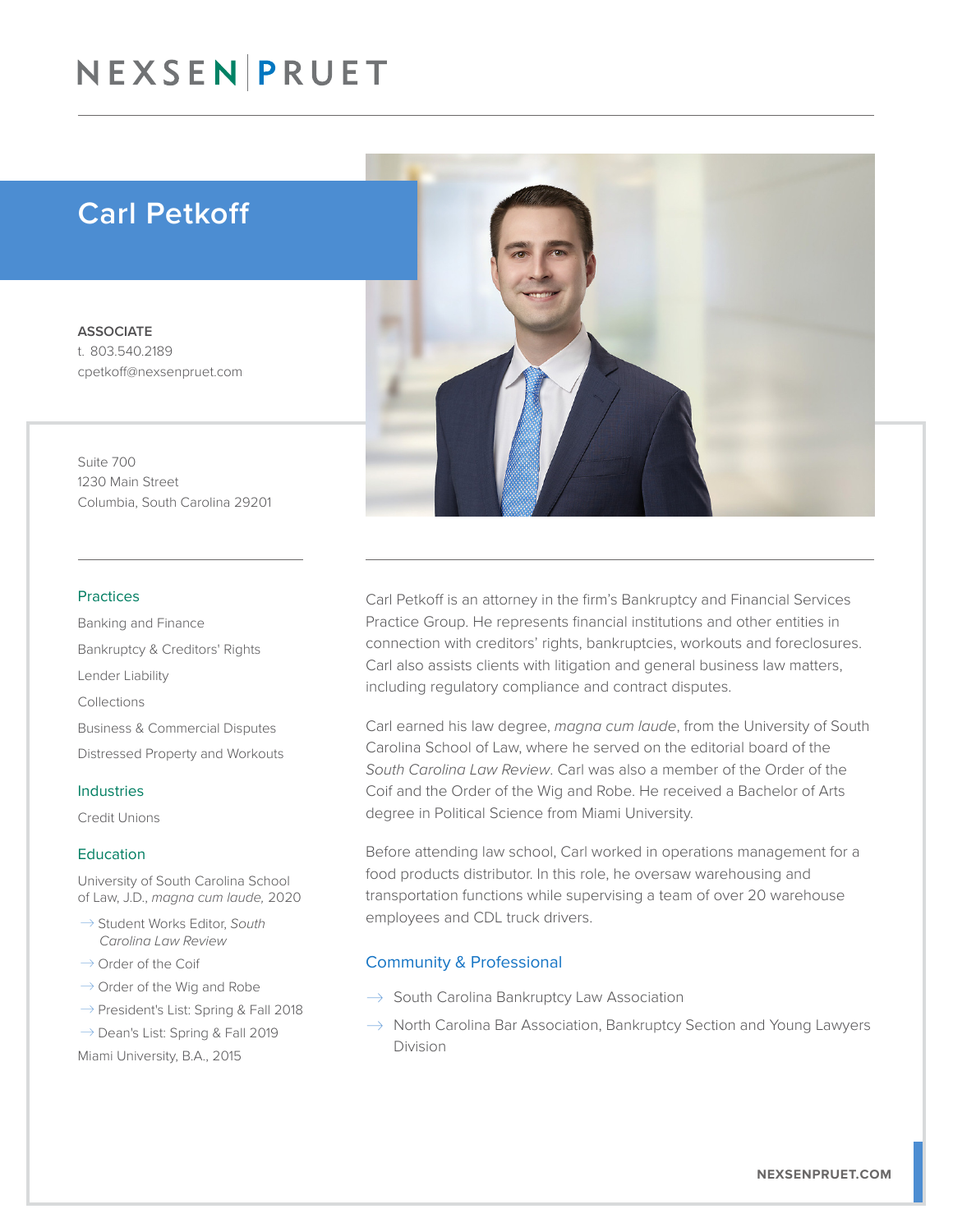# NEXSEN | PRUET

## Carl Petkoff

**ASSOCIATE**
t. 803.540.2189
cpetkoff@nexsenpruet.com

Suite 700
1230 Main Street
Columbia, South Carolina 29201

### Practices

Banking and Finance

Bankruptcy & Creditors' Rights

Lender Liability

Collections

Business & Commercial Disputes

Distressed Property and Workouts

### Industries

Credit Unions

### Education

University of South Carolina School of Law, J.D., *magna cum laude,* 2020

- Student Works Editor, *South Carolina Law Review*
- Order of the Coif
- Order of the Wig and Robe
- President's List: Spring & Fall 2018
- Dean's List: Spring & Fall 2019

Miami University, B.A., 2015

Carl Petkoff is an attorney in the firm's Bankruptcy and Financial Services Practice Group. He represents financial institutions and other entities in connection with creditors' rights, bankruptcies, workouts and foreclosures. Carl also assists clients with litigation and general business law matters, including regulatory compliance and contract disputes.

Carl earned his law degree, *magna cum laude*, from the University of South Carolina School of Law, where he served on the editorial board of the *South Carolina Law Review*. Carl was also a member of the Order of the Coif and the Order of the Wig and Robe. He received a Bachelor of Arts degree in Political Science from Miami University.

Before attending law school, Carl worked in operations management for a food products distributor. In this role, he oversaw warehousing and transportation functions while supervising a team of over 20 warehouse employees and CDL truck drivers.

### Community & Professional

- South Carolina Bankruptcy Law Association
- North Carolina Bar Association, Bankruptcy Section and Young Lawyers Division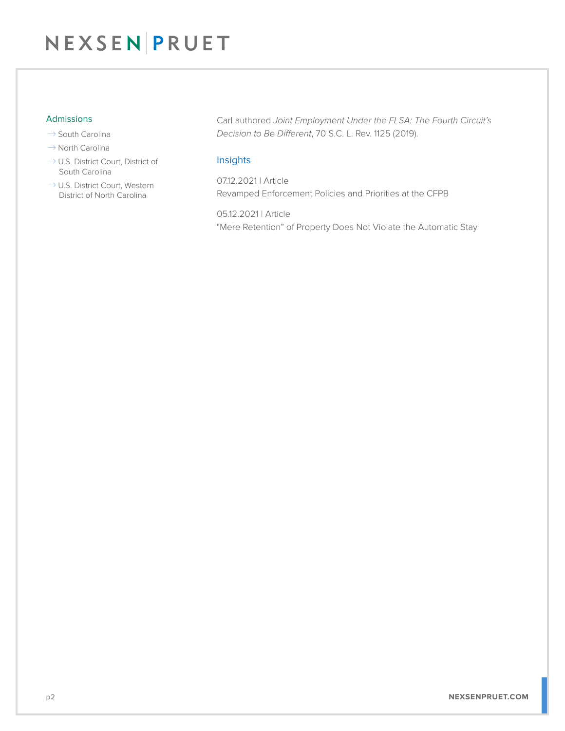## Admissions

- South Carolina
- North Carolina
- U.S. District Court, District of South Carolina
- U.S. District Court, Western District of North Carolina

Carl authored *Joint Employment Under the FLSA: The Fourth Circuit's Decision to Be Different*, 70 S.C. L. Rev. 1125 (2019).

## Insights

07.12.2021 | Article
Revamped Enforcement Policies and Priorities at the CFPB

05.12.2021 | Article
"Mere Retention" of Property Does Not Violate the Automatic Stay